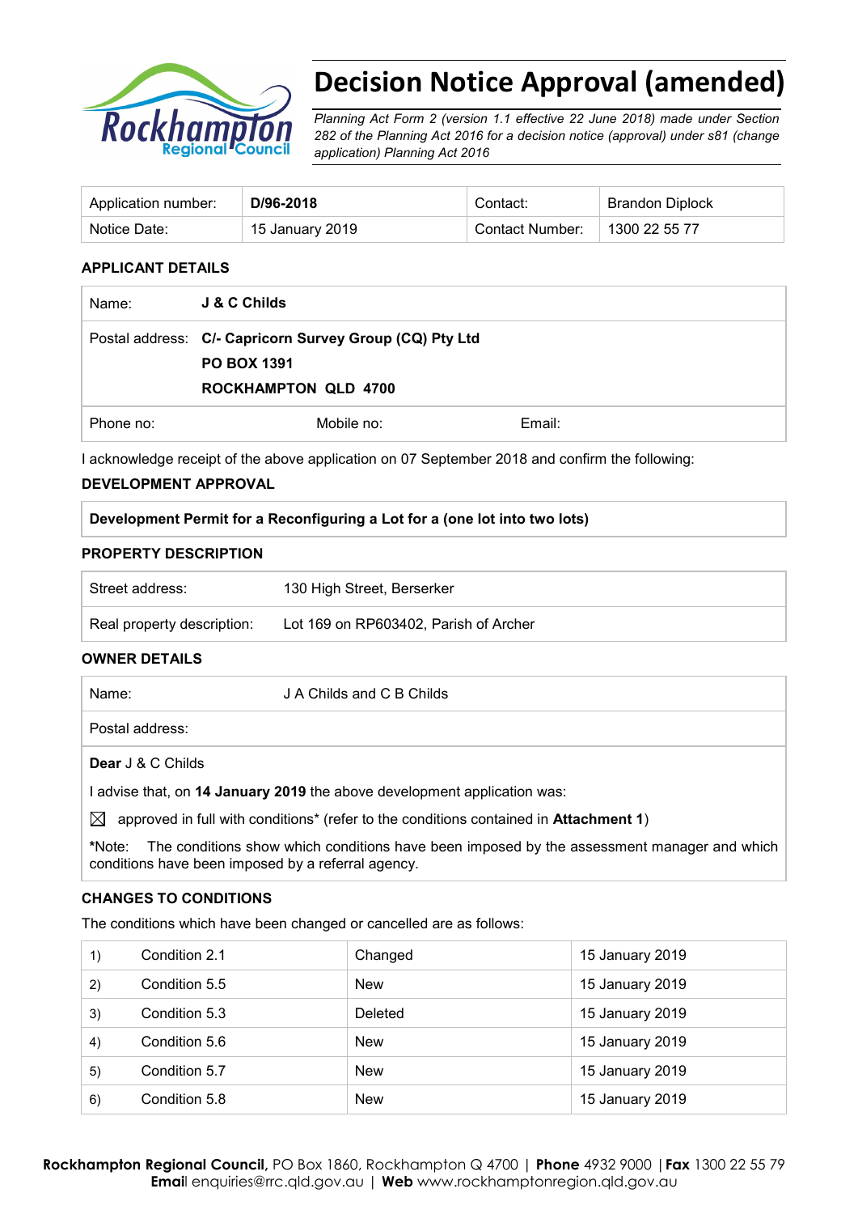# Decision Notice Approval (amended)

*Planning Act Form 2 (version 1.1 effective 22 June 2018) made under Section 282 of the Planning Act 2016 for a decision notice (approval) under s81 (change application) Planning Act 2016*

| Application number: | **D/96-2018** | Contact: | Brandon Diplock |
|---|---|---|---|
| Notice Date: | 15 January 2019 | Contact Number: | 1300 22 55 77 |

### APPLICANT DETAILS

| | | | |
|---|---|---|---|
| Name: | **J & C Childs** | | |
| Postal address: | **C/- Capricorn Survey Group (CQ) Pty Ltd**<br>**PO BOX 1391**<br>**ROCKHAMPTON QLD 4700** | | |
| Phone no: | Mobile no: | Email: | |

I acknowledge receipt of the above application on 07 September 2018 and confirm the following:

### DEVELOPMENT APPROVAL

**Development Permit for a Reconfiguring a Lot for a (one lot into two lots)**

### PROPERTY DESCRIPTION

| | |
|---|---|
| Street address: | 130 High Street, Berserker |
| Real property description: | Lot 169 on RP603402, Parish of Archer |

### OWNER DETAILS

| | |
|---|---|
| Name: | J A Childs and C B Childs |
| Postal address: | |

**Dear** J & C Childs

I advise that, on **14 January 2019** the above development application was:

☒ approved in full with conditions* (refer to the conditions contained in **Attachment 1**)

***Note:** The conditions show which conditions have been imposed by the assessment manager and which conditions have been imposed by a referral agency.

### CHANGES TO CONDITIONS

The conditions which have been changed or cancelled are as follows:

| | | | |
|---|---|---|---|
| 1) | Condition 2.1 | Changed | 15 January 2019 |
| 2) | Condition 5.5 | New | 15 January 2019 |
| 3) | Condition 5.3 | Deleted | 15 January 2019 |
| 4) | Condition 5.6 | New | 15 January 2019 |
| 5) | Condition 5.7 | New | 15 January 2019 |
| 6) | Condition 5.8 | New | 15 January 2019 |

**Rockhampton Regional Council**, PO Box 1860, Rockhampton Q 4700 | **Phone** 4932 9000 | **Fax** 1300 22 55 79
**Email** enquiries@rrc.qld.gov.au | **Web** www.rockhamptonregion.qld.gov.au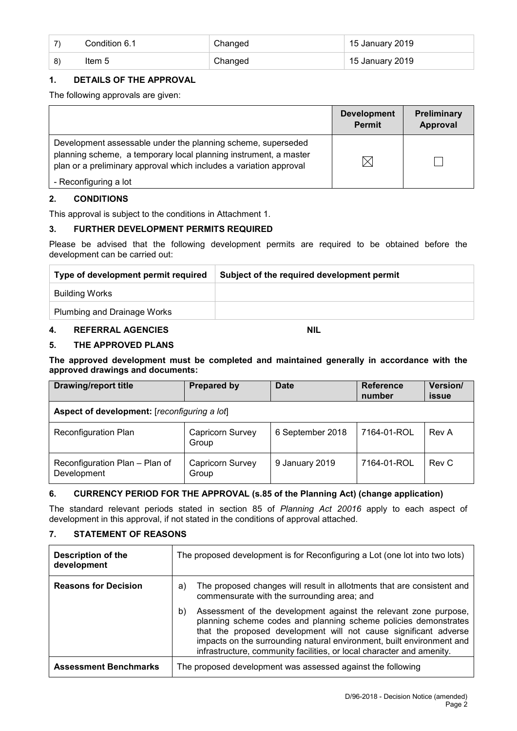| 7) | Condition 6.1 | Changed | 15 January 2019 |
|---|---|---|---|
| 8) | Item 5 | Changed | 15 January 2019 |

## 1. DETAILS OF THE APPROVAL

The following approvals are given:

| | Development Permit | Preliminary Approval |
|---|---|---|
| Development assessable under the planning scheme, superseded planning scheme, a temporary local planning instrument, a master plan or a preliminary approval which includes a variation approval<br>- Reconfiguring a lot | ☒ | ☐ |

## 2. CONDITIONS

This approval is subject to the conditions in Attachment 1.

## 3. FURTHER DEVELOPMENT PERMITS REQUIRED

Please be advised that the following development permits are required to be obtained before the development can be carried out:

| Type of development permit required | Subject of the required development permit |
|---|---|
| Building Works | |
| Plumbing and Drainage Works | |

## 4. REFERRAL AGENCIES NIL

## 5. THE APPROVED PLANS

**The approved development must be completed and maintained generally in accordance with the approved drawings and documents:**

| Drawing/report title | Prepared by | Date | Reference number | Version/ issue |
|---|---|---|---|---|
| **Aspect of development:** [*reconfiguring a lot*] | | | | |
| Reconfiguration Plan | Capricorn Survey Group | 6 September 2018 | 7164-01-ROL | Rev A |
| Reconfiguration Plan – Plan of Development | Capricorn Survey Group | 9 January 2019 | 7164-01-ROL | Rev C |

## 6. CURRENCY PERIOD FOR THE APPROVAL (s.85 of the Planning Act) (change application)

The standard relevant periods stated in section 85 of *Planning Act 20016* apply to each aspect of development in this approval, if not stated in the conditions of approval attached.

## 7. STATEMENT OF REASONS

| **Description of the development** | The proposed development is for Reconfiguring a Lot (one lot into two lots) |
|---|---|
| **Reasons for Decision** | a) The proposed changes will result in allotments that are consistent and commensurate with the surrounding area; and<br>b) Assessment of the development against the relevant zone purpose, planning scheme codes and planning scheme policies demonstrates that the proposed development will not cause significant adverse impacts on the surrounding natural environment, built environment and infrastructure, community facilities, or local character and amenity. |
| **Assessment Benchmarks** | The proposed development was assessed against the following |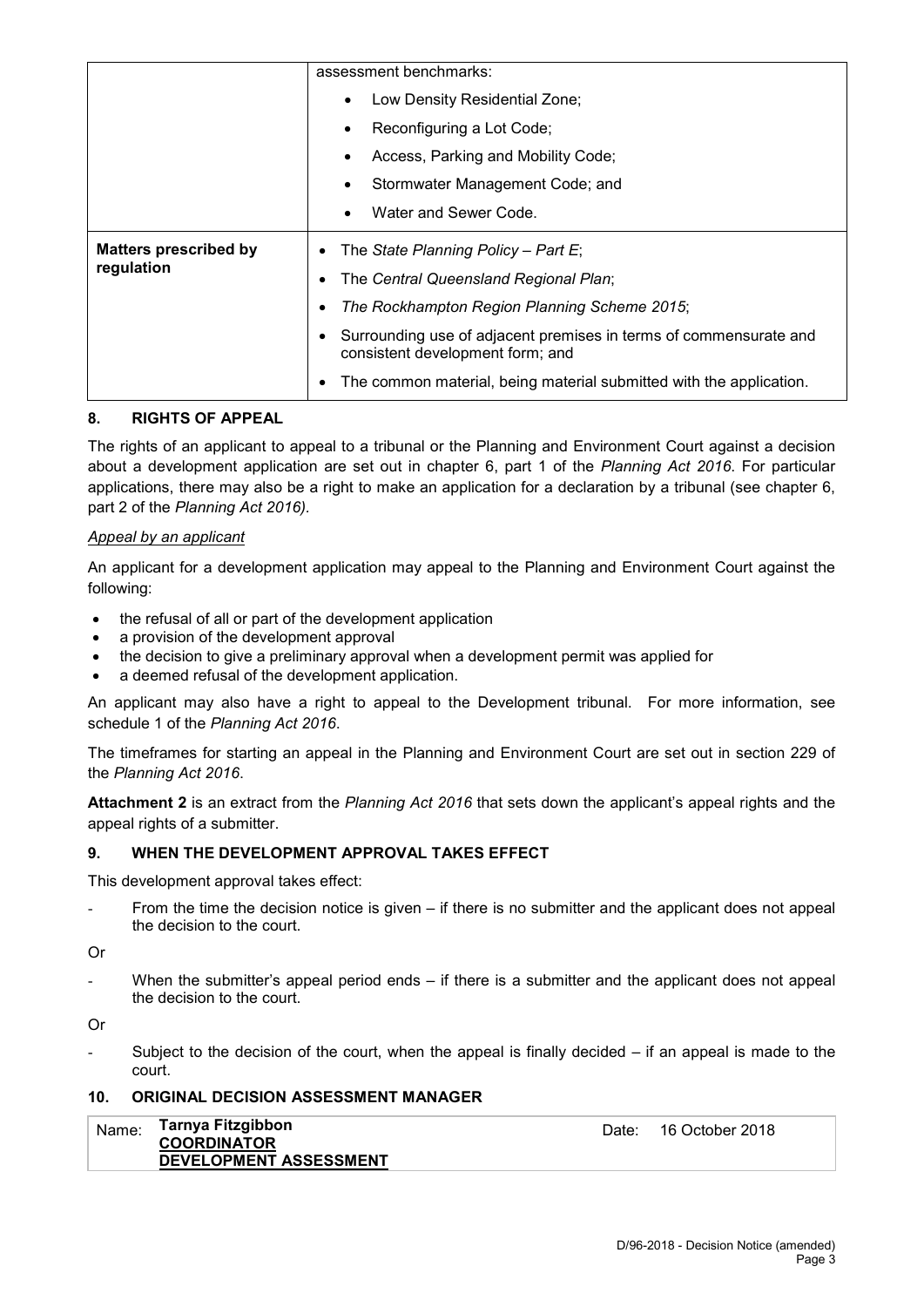| | |
|---|---|
| | assessment benchmarks:<br>• Low Density Residential Zone;<br>• Reconfiguring a Lot Code;<br>• Access, Parking and Mobility Code;<br>• Stormwater Management Code; and<br>• Water and Sewer Code. |
| **Matters prescribed by regulation** | • The *State Planning Policy – Part E*;<br>• The *Central Queensland Regional Plan*;<br>• *The Rockhampton Region Planning Scheme 2015*;<br>• Surrounding use of adjacent premises in terms of commensurate and consistent development form; and<br>• The common material, being material submitted with the application. |

## 8. RIGHTS OF APPEAL

The rights of an applicant to appeal to a tribunal or the Planning and Environment Court against a decision about a development application are set out in chapter 6, part 1 of the *Planning Act 2016*. For particular applications, there may also be a right to make an application for a declaration by a tribunal (see chapter 6, part 2 of the *Planning Act 2016)*.

*Appeal by an applicant*

An applicant for a development application may appeal to the Planning and Environment Court against the following:

- the refusal of all or part of the development application
- a provision of the development approval
- the decision to give a preliminary approval when a development permit was applied for
- a deemed refusal of the development application.

An applicant may also have a right to appeal to the Development tribunal. For more information, see schedule 1 of the *Planning Act 2016*.

The timeframes for starting an appeal in the Planning and Environment Court are set out in section 229 of the *Planning Act 2016*.

**Attachment 2** is an extract from the *Planning Act 2016* that sets down the applicant's appeal rights and the appeal rights of a submitter.

## 9. WHEN THE DEVELOPMENT APPROVAL TAKES EFFECT

This development approval takes effect:

- From the time the decision notice is given – if there is no submitter and the applicant does not appeal the decision to the court.

Or

- When the submitter's appeal period ends – if there is a submitter and the applicant does not appeal the decision to the court.

Or

- Subject to the decision of the court, when the appeal is finally decided – if an appeal is made to the court.

## 10. ORIGINAL DECISION ASSESSMENT MANAGER

| | | | |
|---|---|---|---|
| Name: | **Tarnya Fitzgibbon**<br>**COORDINATOR**<br>**DEVELOPMENT ASSESSMENT** | Date: | 16 October 2018 |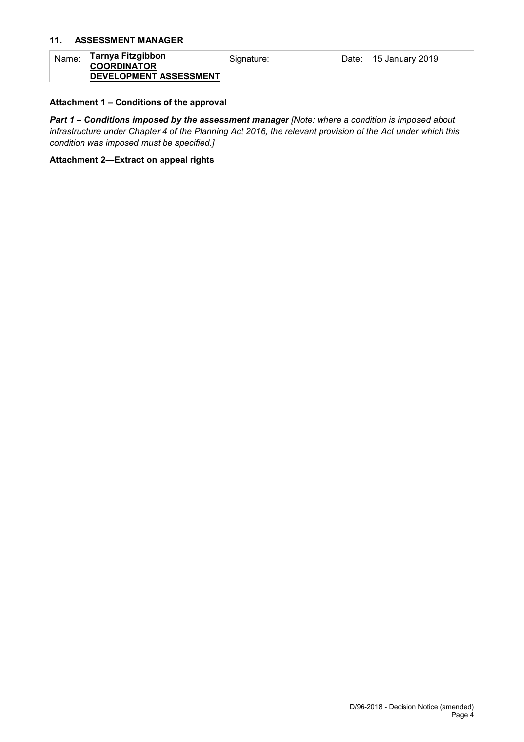## 11. ASSESSMENT MANAGER

| Name: | **Tarnya Fitzgibbon** **COORDINATOR** **DEVELOPMENT ASSESSMENT** | Signature: | Date: | 15 January 2019 |
|---|---|---|---|---|

**Attachment 1 – Conditions of the approval**

***Part 1 – Conditions imposed by the assessment manager*** *[Note: where a condition is imposed about infrastructure under Chapter 4 of the Planning Act 2016, the relevant provision of the Act under which this condition was imposed must be specified.]*

**Attachment 2—Extract on appeal rights**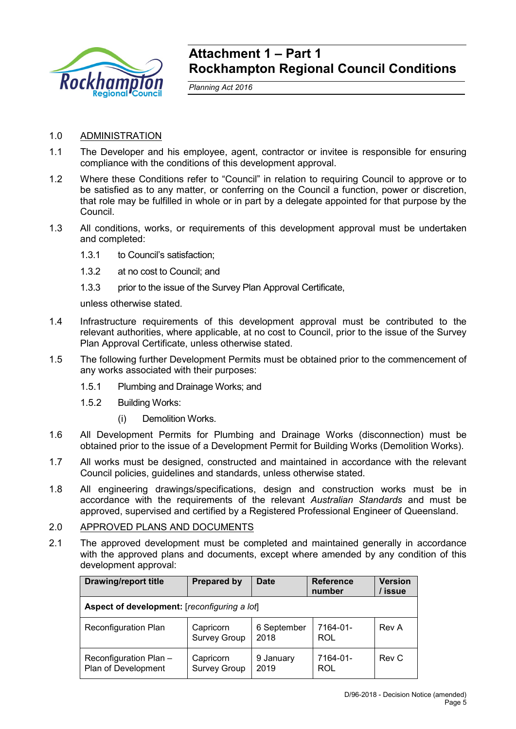# Attachment 1 – Part 1
# Rockhampton Regional Council Conditions

*Planning Act 2016*

1.0 ADMINISTRATION

1.1 The Developer and his employee, agent, contractor or invitee is responsible for ensuring compliance with the conditions of this development approval.

1.2 Where these Conditions refer to "Council" in relation to requiring Council to approve or to be satisfied as to any matter, or conferring on the Council a function, power or discretion, that role may be fulfilled in whole or in part by a delegate appointed for that purpose by the Council.

1.3 All conditions, works, or requirements of this development approval must be undertaken and completed:

1.3.1 to Council's satisfaction;

1.3.2 at no cost to Council; and

1.3.3 prior to the issue of the Survey Plan Approval Certificate,

unless otherwise stated.

1.4 Infrastructure requirements of this development approval must be contributed to the relevant authorities, where applicable, at no cost to Council, prior to the issue of the Survey Plan Approval Certificate, unless otherwise stated.

1.5 The following further Development Permits must be obtained prior to the commencement of any works associated with their purposes:

1.5.1 Plumbing and Drainage Works; and

1.5.2 Building Works:

(i) Demolition Works.

1.6 All Development Permits for Plumbing and Drainage Works (disconnection) must be obtained prior to the issue of a Development Permit for Building Works (Demolition Works).

1.7 All works must be designed, constructed and maintained in accordance with the relevant Council policies, guidelines and standards, unless otherwise stated.

1.8 All engineering drawings/specifications, design and construction works must be in accordance with the requirements of the relevant *Australian Standards* and must be approved, supervised and certified by a Registered Professional Engineer of Queensland.

2.0 APPROVED PLANS AND DOCUMENTS

2.1 The approved development must be completed and maintained generally in accordance with the approved plans and documents, except where amended by any condition of this development approval:

| Drawing/report title | Prepared by | Date | Reference number | Version / issue |
|---|---|---|---|---|
| **Aspect of development:** [*reconfiguring a lot*] | | | | |
| Reconfiguration Plan | Capricorn Survey Group | 6 September 2018 | 7164-01-ROL | Rev A |
| Reconfiguration Plan – Plan of Development | Capricorn Survey Group | 9 January 2019 | 7164-01-ROL | Rev C |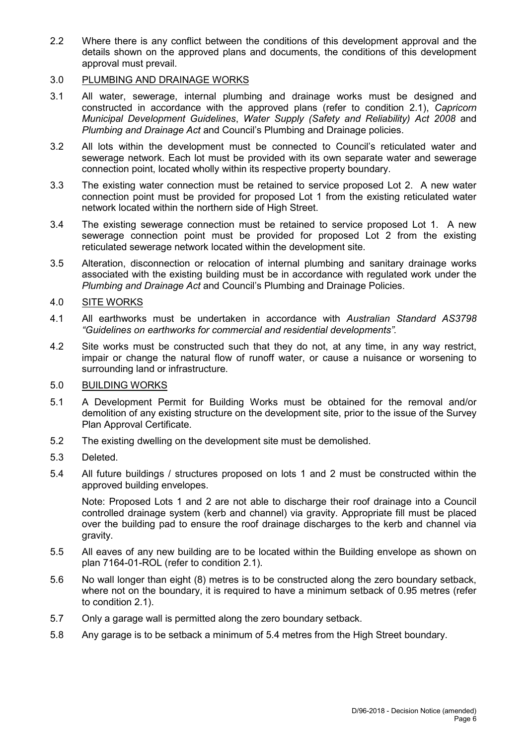2.2 Where there is any conflict between the conditions of this development approval and the details shown on the approved plans and documents, the conditions of this development approval must prevail.

3.0 PLUMBING AND DRAINAGE WORKS

3.1 All water, sewerage, internal plumbing and drainage works must be designed and constructed in accordance with the approved plans (refer to condition 2.1), *Capricorn Municipal Development Guidelines*, *Water Supply (Safety and Reliability) Act 2008* and *Plumbing and Drainage Act* and Council's Plumbing and Drainage policies.

3.2 All lots within the development must be connected to Council's reticulated water and sewerage network. Each lot must be provided with its own separate water and sewerage connection point, located wholly within its respective property boundary.

3.3 The existing water connection must be retained to service proposed Lot 2. A new water connection point must be provided for proposed Lot 1 from the existing reticulated water network located within the northern side of High Street.

3.4 The existing sewerage connection must be retained to service proposed Lot 1. A new sewerage connection point must be provided for proposed Lot 2 from the existing reticulated sewerage network located within the development site.

3.5 Alteration, disconnection or relocation of internal plumbing and sanitary drainage works associated with the existing building must be in accordance with regulated work under the *Plumbing and Drainage Act* and Council's Plumbing and Drainage Policies.

4.0 SITE WORKS

4.1 All earthworks must be undertaken in accordance with *Australian Standard AS3798 "Guidelines on earthworks for commercial and residential developments".*

4.2 Site works must be constructed such that they do not, at any time, in any way restrict, impair or change the natural flow of runoff water, or cause a nuisance or worsening to surrounding land or infrastructure.

5.0 BUILDING WORKS

5.1 A Development Permit for Building Works must be obtained for the removal and/or demolition of any existing structure on the development site, prior to the issue of the Survey Plan Approval Certificate.

5.2 The existing dwelling on the development site must be demolished.

5.3 Deleted.

5.4 All future buildings / structures proposed on lots 1 and 2 must be constructed within the approved building envelopes.

Note: Proposed Lots 1 and 2 are not able to discharge their roof drainage into a Council controlled drainage system (kerb and channel) via gravity. Appropriate fill must be placed over the building pad to ensure the roof drainage discharges to the kerb and channel via gravity.

5.5 All eaves of any new building are to be located within the Building envelope as shown on plan 7164-01-ROL (refer to condition 2.1).

5.6 No wall longer than eight (8) metres is to be constructed along the zero boundary setback, where not on the boundary, it is required to have a minimum setback of 0.95 metres (refer to condition 2.1).

5.7 Only a garage wall is permitted along the zero boundary setback.

5.8 Any garage is to be setback a minimum of 5.4 metres from the High Street boundary.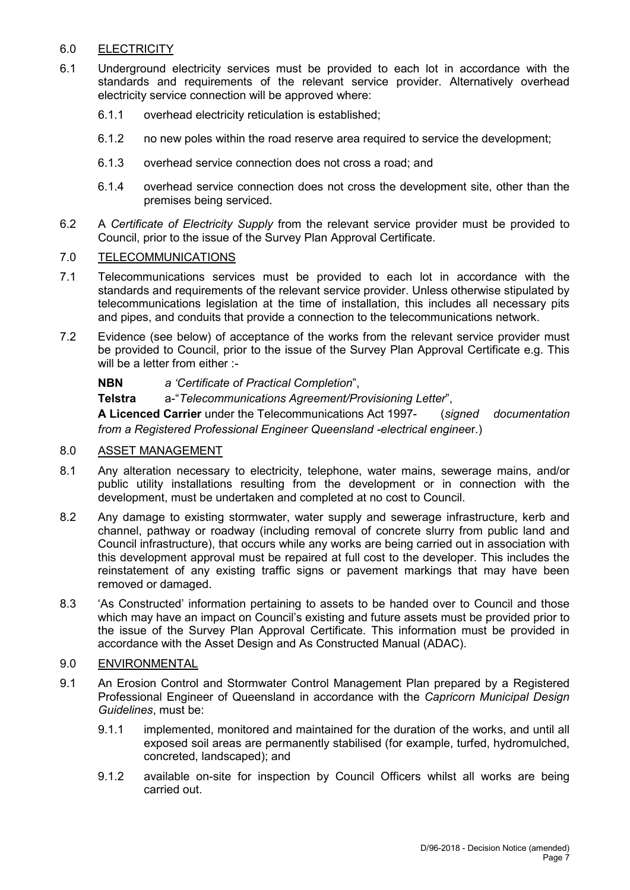## 6.0 ELECTRICITY

6.1 Underground electricity services must be provided to each lot in accordance with the standards and requirements of the relevant service provider. Alternatively overhead electricity service connection will be approved where:

- 6.1.1 overhead electricity reticulation is established;
- 6.1.2 no new poles within the road reserve area required to service the development;
- 6.1.3 overhead service connection does not cross a road; and
- 6.1.4 overhead service connection does not cross the development site, other than the premises being serviced.

6.2 A *Certificate of Electricity Supply* from the relevant service provider must be provided to Council, prior to the issue of the Survey Plan Approval Certificate.

## 7.0 TELECOMMUNICATIONS

7.1 Telecommunications services must be provided to each lot in accordance with the standards and requirements of the relevant service provider. Unless otherwise stipulated by telecommunications legislation at the time of installation, this includes all necessary pits and pipes, and conduits that provide a connection to the telecommunications network.

7.2 Evidence (see below) of acceptance of the works from the relevant service provider must be provided to Council, prior to the issue of the Survey Plan Approval Certificate e.g. This will be a letter from either :-

**NBN** *a 'Certificate of Practical Completion*",

**Telstra** a-"*Telecommunications Agreement/Provisioning Letter*",

**A Licenced Carrier** under the Telecommunications Act 1997- (*signed documentation from a Registered Professional Engineer Queensland -electrical engineer*.)

## 8.0 ASSET MANAGEMENT

8.1 Any alteration necessary to electricity, telephone, water mains, sewerage mains, and/or public utility installations resulting from the development or in connection with the development, must be undertaken and completed at no cost to Council.

8.2 Any damage to existing stormwater, water supply and sewerage infrastructure, kerb and channel, pathway or roadway (including removal of concrete slurry from public land and Council infrastructure), that occurs while any works are being carried out in association with this development approval must be repaired at full cost to the developer. This includes the reinstatement of any existing traffic signs or pavement markings that may have been removed or damaged.

8.3 'As Constructed' information pertaining to assets to be handed over to Council and those which may have an impact on Council's existing and future assets must be provided prior to the issue of the Survey Plan Approval Certificate. This information must be provided in accordance with the Asset Design and As Constructed Manual (ADAC).

## 9.0 ENVIRONMENTAL

9.1 An Erosion Control and Stormwater Control Management Plan prepared by a Registered Professional Engineer of Queensland in accordance with the *Capricorn Municipal Design Guidelines*, must be:

- 9.1.1 implemented, monitored and maintained for the duration of the works, and until all exposed soil areas are permanently stabilised (for example, turfed, hydromulched, concreted, landscaped); and
- 9.1.2 available on-site for inspection by Council Officers whilst all works are being carried out.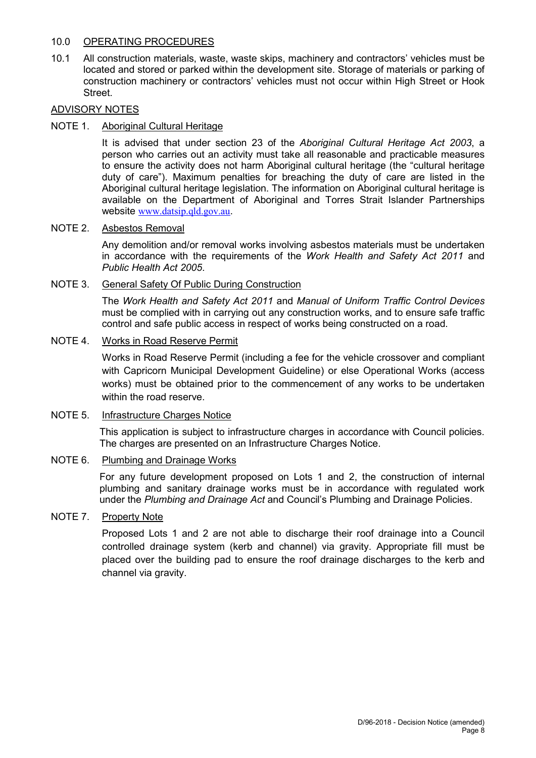## 10.0 OPERATING PROCEDURES

10.1 All construction materials, waste, waste skips, machinery and contractors' vehicles must be located and stored or parked within the development site. Storage of materials or parking of construction machinery or contractors' vehicles must not occur within High Street or Hook Street.

## ADVISORY NOTES

### NOTE 1. Aboriginal Cultural Heritage

It is advised that under section 23 of the *Aboriginal Cultural Heritage Act 2003*, a person who carries out an activity must take all reasonable and practicable measures to ensure the activity does not harm Aboriginal cultural heritage (the "cultural heritage duty of care"). Maximum penalties for breaching the duty of care are listed in the Aboriginal cultural heritage legislation. The information on Aboriginal cultural heritage is available on the Department of Aboriginal and Torres Strait Islander Partnerships website www.datsip.qld.gov.au.

### NOTE 2. Asbestos Removal

Any demolition and/or removal works involving asbestos materials must be undertaken in accordance with the requirements of the *Work Health and Safety Act 2011* and *Public Health Act 2005*.

### NOTE 3. General Safety Of Public During Construction

The *Work Health and Safety Act 2011* and *Manual of Uniform Traffic Control Devices* must be complied with in carrying out any construction works, and to ensure safe traffic control and safe public access in respect of works being constructed on a road.

### NOTE 4. Works in Road Reserve Permit

Works in Road Reserve Permit (including a fee for the vehicle crossover and compliant with Capricorn Municipal Development Guideline) or else Operational Works (access works) must be obtained prior to the commencement of any works to be undertaken within the road reserve.

### NOTE 5. Infrastructure Charges Notice

This application is subject to infrastructure charges in accordance with Council policies. The charges are presented on an Infrastructure Charges Notice.

### NOTE 6. Plumbing and Drainage Works

For any future development proposed on Lots 1 and 2, the construction of internal plumbing and sanitary drainage works must be in accordance with regulated work under the *Plumbing and Drainage Act* and Council's Plumbing and Drainage Policies.

### NOTE 7. Property Note

Proposed Lots 1 and 2 are not able to discharge their roof drainage into a Council controlled drainage system (kerb and channel) via gravity. Appropriate fill must be placed over the building pad to ensure the roof drainage discharges to the kerb and channel via gravity.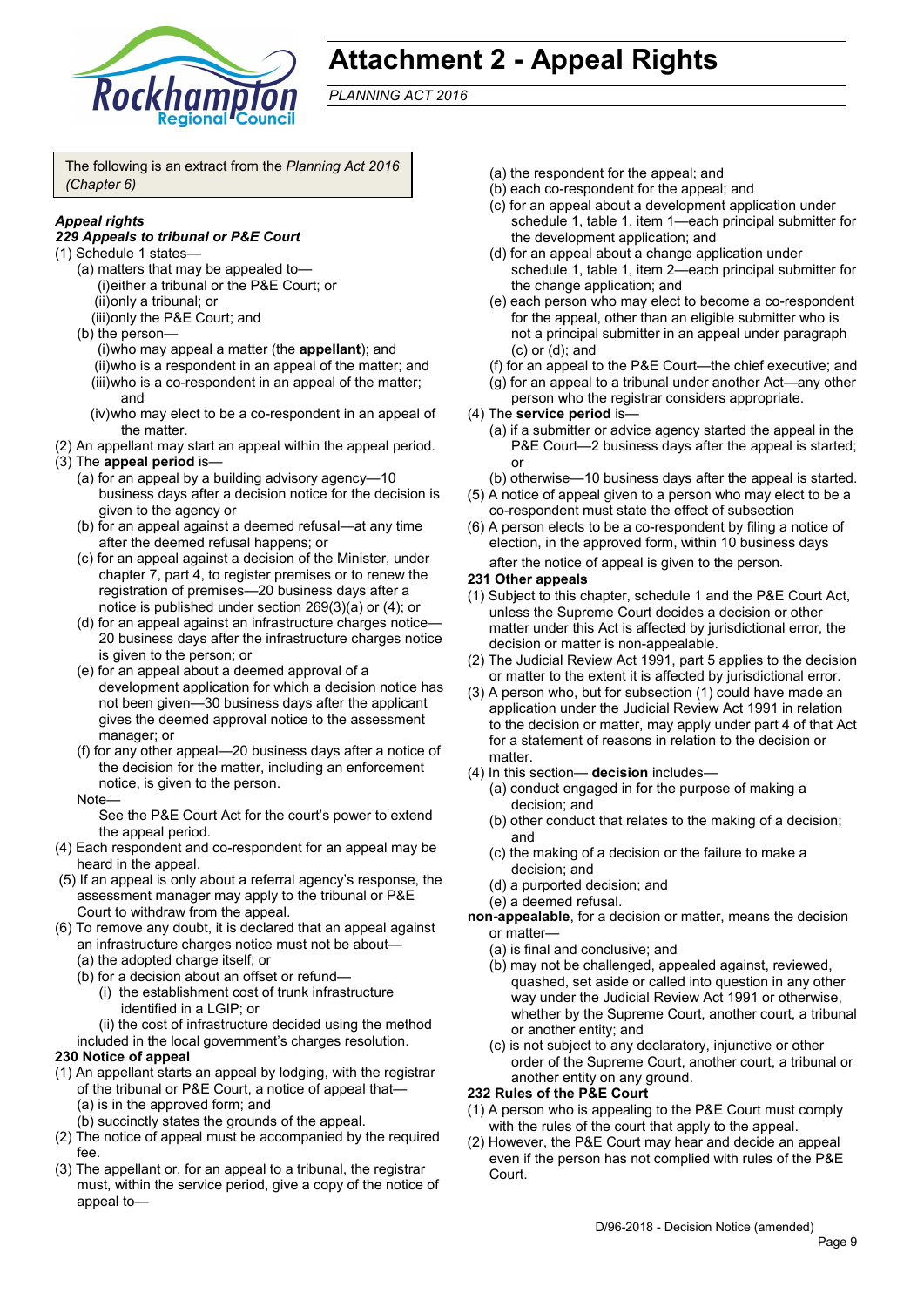# Attachment 2 - Appeal Rights

*PLANNING ACT 2016*

The following is an extract from the *Planning Act 2016 (Chapter 6)*

***Appeal rights***

***229 Appeals to tribunal or P&E Court***

(1) Schedule 1 states—
  (a) matters that may be appealed to—
    (i) either a tribunal or the P&E Court; or
    (ii) only a tribunal; or
    (iii) only the P&E Court; and
  (b) the person—
    (i) who may appeal a matter (the **appellant**); and
    (ii) who is a respondent in an appeal of the matter; and
    (iii) who is a co-respondent in an appeal of the matter; and
    (iv) who may elect to be a co-respondent in an appeal of the matter.

(2) An appellant may start an appeal within the appeal period.

(3) The **appeal period** is—
  (a) for an appeal by a building advisory agency—10 business days after a decision notice for the decision is given to the agency or
  (b) for an appeal against a deemed refusal—at any time after the deemed refusal happens; or
  (c) for an appeal against a decision of the Minister, under chapter 7, part 4, to register premises or to renew the registration of premises—20 business days after a notice is published under section 269(3)(a) or (4); or
  (d) for an appeal against an infrastructure charges notice—20 business days after the infrastructure charges notice is given to the person; or
  (e) for an appeal about a deemed approval of a development application for which a decision notice has not been given—30 business days after the applicant gives the deemed approval notice to the assessment manager; or
  (f) for any other appeal—20 business days after a notice of the decision for the matter, including an enforcement notice, is given to the person.

  Note—
    See the P&E Court Act for the court's power to extend the appeal period.

(4) Each respondent and co-respondent for an appeal may be heard in the appeal.

(5) If an appeal is only about a referral agency's response, the assessment manager may apply to the tribunal or P&E Court to withdraw from the appeal.

(6) To remove any doubt, it is declared that an appeal against an infrastructure charges notice must not be about—
  (a) the adopted charge itself; or
  (b) for a decision about an offset or refund—
    (i) the establishment cost of trunk infrastructure identified in a LGIP; or
    (ii) the cost of infrastructure decided using the method
  included in the local government's charges resolution.

**230 Notice of appeal**

(1) An appellant starts an appeal by lodging, with the registrar of the tribunal or P&E Court, a notice of appeal that—
  (a) is in the approved form; and
  (b) succinctly states the grounds of the appeal.

(2) The notice of appeal must be accompanied by the required fee.

(3) The appellant or, for an appeal to a tribunal, the registrar must, within the service period, give a copy of the notice of appeal to—
  (a) the respondent for the appeal; and
  (b) each co-respondent for the appeal; and
  (c) for an appeal about a development application under schedule 1, table 1, item 1—each principal submitter for the development application; and
  (d) for an appeal about a change application under schedule 1, table 1, item 2—each principal submitter for the change application; and
  (e) each person who may elect to become a co-respondent for the appeal, other than an eligible submitter who is not a principal submitter in an appeal under paragraph (c) or (d); and
  (f) for an appeal to the P&E Court—the chief executive; and
  (g) for an appeal to a tribunal under another Act—any other person who the registrar considers appropriate.

(4) The **service period** is—
  (a) if a submitter or advice agency started the appeal in the P&E Court—2 business days after the appeal is started; or
  (b) otherwise—10 business days after the appeal is started.

(5) A notice of appeal given to a person who may elect to be a co-respondent must state the effect of subsection

(6) A person elects to be a co-respondent by filing a notice of election, in the approved form, within 10 business days after the notice of appeal is given to the person.

**231 Other appeals**

(1) Subject to this chapter, schedule 1 and the P&E Court Act, unless the Supreme Court decides a decision or other matter under this Act is affected by jurisdictional error, the decision or matter is non-appealable.

(2) The Judicial Review Act 1991, part 5 applies to the decision or matter to the extent it is affected by jurisdictional error.

(3) A person who, but for subsection (1) could have made an application under the Judicial Review Act 1991 in relation to the decision or matter, may apply under part 4 of that Act for a statement of reasons in relation to the decision or matter.

(4) In this section— **decision** includes—
  (a) conduct engaged in for the purpose of making a decision; and
  (b) other conduct that relates to the making of a decision; and
  (c) the making of a decision or the failure to make a decision; and
  (d) a purported decision; and
  (e) a deemed refusal.

**non-appealable**, for a decision or matter, means the decision or matter—
  (a) is final and conclusive; and
  (b) may not be challenged, appealed against, reviewed, quashed, set aside or called into question in any other way under the Judicial Review Act 1991 or otherwise, whether by the Supreme Court, another court, a tribunal or another entity; and
  (c) is not subject to any declaratory, injunctive or other order of the Supreme Court, another court, a tribunal or another entity on any ground.

**232 Rules of the P&E Court**

(1) A person who is appealing to the P&E Court must comply with the rules of the court that apply to the appeal.

(2) However, the P&E Court may hear and decide an appeal even if the person has not complied with rules of the P&E Court.

D/96-2018 - Decision Notice (amended)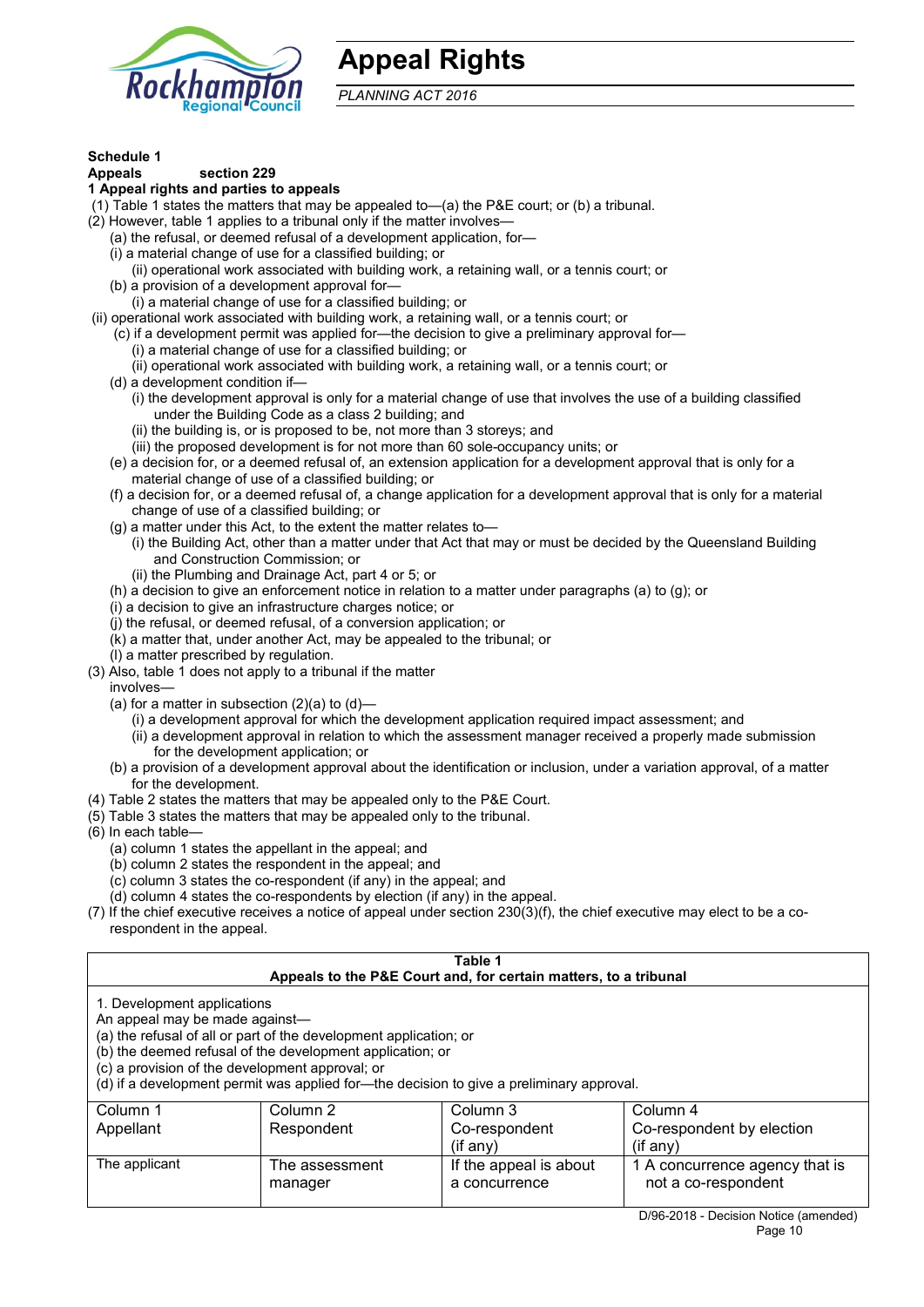# Appeal Rights

*PLANNING ACT 2016*

**Schedule 1**
**Appeals section 229**
**1 Appeal rights and parties to appeals**

(1) Table 1 states the matters that may be appealed to—(a) the P&E court; or (b) a tribunal.

(2) However, table 1 applies to a tribunal only if the matter involves—

(a) the refusal, or deemed refusal of a development application, for—

(i) a material change of use for a classified building; or

(ii) operational work associated with building work, a retaining wall, or a tennis court; or

(b) a provision of a development approval for—

(i) a material change of use for a classified building; or

(ii) operational work associated with building work, a retaining wall, or a tennis court; or

(c) if a development permit was applied for—the decision to give a preliminary approval for—

(i) a material change of use for a classified building; or

(ii) operational work associated with building work, a retaining wall, or a tennis court; or

(d) a development condition if—

(i) the development approval is only for a material change of use that involves the use of a building classified under the Building Code as a class 2 building; and

(ii) the building is, or is proposed to be, not more than 3 storeys; and

(iii) the proposed development is for not more than 60 sole-occupancy units; or

(e) a decision for, or a deemed refusal of, an extension application for a development approval that is only for a material change of use of a classified building; or

(f) a decision for, or a deemed refusal of, a change application for a development approval that is only for a material change of use of a classified building; or

(g) a matter under this Act, to the extent the matter relates to—

(i) the Building Act, other than a matter under that Act that may or must be decided by the Queensland Building and Construction Commission; or

(ii) the Plumbing and Drainage Act, part 4 or 5; or

(h) a decision to give an enforcement notice in relation to a matter under paragraphs (a) to (g); or

(i) a decision to give an infrastructure charges notice; or

(j) the refusal, or deemed refusal, of a conversion application; or

(k) a matter that, under another Act, may be appealed to the tribunal; or

(l) a matter prescribed by regulation.

(3) Also, table 1 does not apply to a tribunal if the matter involves—

(a) for a matter in subsection (2)(a) to (d)—

(i) a development approval for which the development application required impact assessment; and

(ii) a development approval in relation to which the assessment manager received a properly made submission for the development application; or

(b) a provision of a development approval about the identification or inclusion, under a variation approval, of a matter for the development.

(4) Table 2 states the matters that may be appealed only to the P&E Court.

(5) Table 3 states the matters that may be appealed only to the tribunal.

(6) In each table—

(a) column 1 states the appellant in the appeal; and

(b) column 2 states the respondent in the appeal; and

(c) column 3 states the co-respondent (if any) in the appeal; and

(d) column 4 states the co-respondents by election (if any) in the appeal.

(7) If the chief executive receives a notice of appeal under section 230(3)(f), the chief executive may elect to be a co-respondent in the appeal.

**Table 1**
**Appeals to the P&E Court and, for certain matters, to a tribunal**

1. Development applications

An appeal may be made against—

(a) the refusal of all or part of the development application; or

(b) the deemed refusal of the development application; or

(c) a provision of the development approval; or

(d) if a development permit was applied for—the decision to give a preliminary approval.

| Column 1<br>Appellant | Column 2<br>Respondent | Column 3<br>Co-respondent<br>(if any) | Column 4<br>Co-respondent by election<br>(if any) |
|---|---|---|---|
| The applicant | The assessment manager | If the appeal is about a concurrence | 1 A concurrence agency that is not a co-respondent |

D/96-2018 - Decision Notice (amended)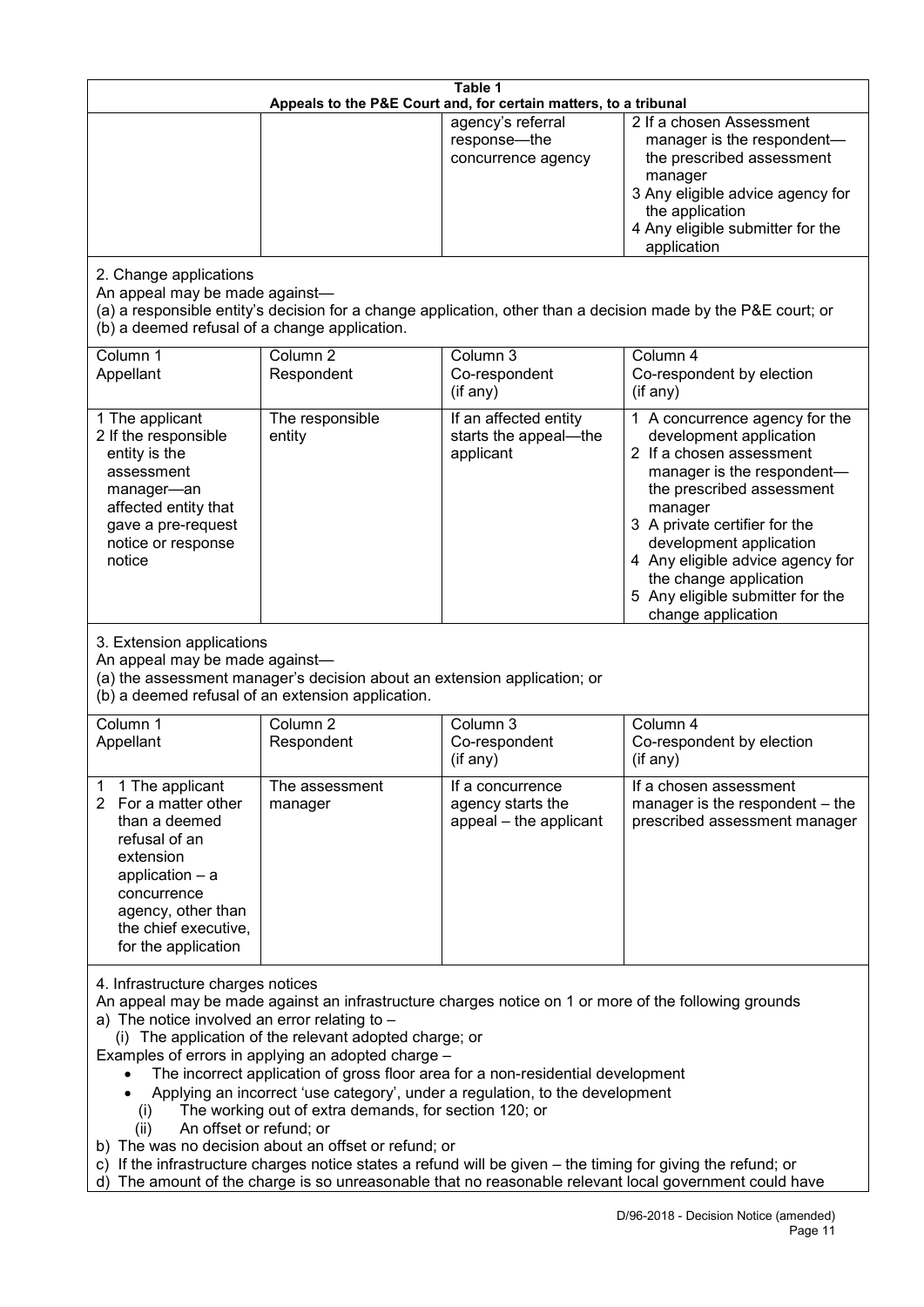**Table 1**
**Appeals to the P&E Court and, for certain matters, to a tribunal**

| | | | |
|---|---|---|---|
| | | agency's referral response—the concurrence agency | 2 If a chosen Assessment manager is the respondent—the prescribed assessment manager<br>3 Any eligible advice agency for the application<br>4 Any eligible submitter for the application |

2. Change applications

An appeal may be made against—

(a) a responsible entity's decision for a change application, other than a decision made by the P&E court; or

(b) a deemed refusal of a change application.

| Column 1<br>Appellant | Column 2<br>Respondent | Column 3<br>Co-respondent<br>(if any) | Column 4<br>Co-respondent by election<br>(if any) |
|---|---|---|---|
| 1 The applicant<br>2 If the responsible entity is the assessment manager—an affected entity that gave a pre-request notice or response notice | The responsible entity | If an affected entity starts the appeal—the applicant | 1 A concurrence agency for the development application<br>2 If a chosen assessment manager is the respondent—the prescribed assessment manager<br>3 A private certifier for the development application<br>4 Any eligible advice agency for the change application<br>5 Any eligible submitter for the change application |

3. Extension applications

An appeal may be made against—

(a) the assessment manager's decision about an extension application; or

(b) a deemed refusal of an extension application.

| Column 1<br>Appellant | Column 2<br>Respondent | Column 3<br>Co-respondent<br>(if any) | Column 4<br>Co-respondent by election<br>(if any) |
|---|---|---|---|
| 1 1 The applicant<br>2 For a matter other than a deemed refusal of an extension application – a concurrence agency, other than the chief executive, for the application | The assessment manager | If a concurrence agency starts the appeal – the applicant | If a chosen assessment manager is the respondent – the prescribed assessment manager |

4. Infrastructure charges notices

An appeal may be made against an infrastructure charges notice on 1 or more of the following grounds

a) The notice involved an error relating to –

(i) The application of the relevant adopted charge; or

Examples of errors in applying an adopted charge –

- The incorrect application of gross floor area for a non-residential development
- Applying an incorrect 'use category', under a regulation, to the development

(i) The working out of extra demands, for section 120; or

(ii) An offset or refund; or

b) The was no decision about an offset or refund; or

c) If the infrastructure charges notice states a refund will be given – the timing for giving the refund; or

d) The amount of the charge is so unreasonable that no reasonable relevant local government could have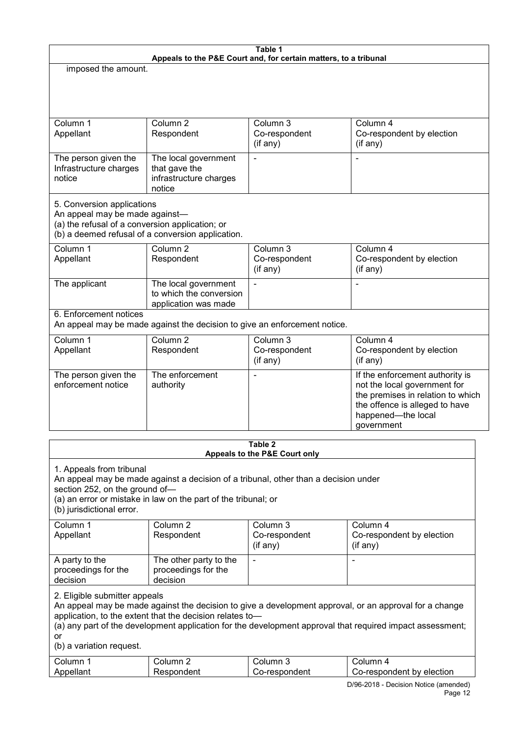**Table 1**
**Appeals to the P&E Court and, for certain matters, to a tribunal**

imposed the amount.

| Column 1<br>Appellant | Column 2<br>Respondent | Column 3<br>Co-respondent<br>(if any) | Column 4<br>Co-respondent by election<br>(if any) |
|---|---|---|---|
| The person given the Infrastructure charges notice | The local government that gave the infrastructure charges notice | - | - |

5. Conversion applications
An appeal may be made against—
(a) the refusal of a conversion application; or
(b) a deemed refusal of a conversion application.

| Column 1<br>Appellant | Column 2<br>Respondent | Column 3<br>Co-respondent<br>(if any) | Column 4<br>Co-respondent by election<br>(if any) |
|---|---|---|---|
| The applicant | The local government to which the conversion application was made | - | - |

6. Enforcement notices
An appeal may be made against the decision to give an enforcement notice.

| Column 1<br>Appellant | Column 2<br>Respondent | Column 3<br>Co-respondent<br>(if any) | Column 4<br>Co-respondent by election<br>(if any) |
|---|---|---|---|
| The person given the enforcement notice | The enforcement authority | - | If the enforcement authority is not the local government for the premises in relation to which the offence is alleged to have happened—the local government |

**Table 2**
**Appeals to the P&E Court only**

1. Appeals from tribunal
An appeal may be made against a decision of a tribunal, other than a decision under section 252, on the ground of—
(a) an error or mistake in law on the part of the tribunal; or
(b) jurisdictional error.

| Column 1<br>Appellant | Column 2<br>Respondent | Column 3<br>Co-respondent<br>(if any) | Column 4<br>Co-respondent by election<br>(if any) |
|---|---|---|---|
| A party to the proceedings for the decision | The other party to the proceedings for the decision | - | - |

2. Eligible submitter appeals
An appeal may be made against the decision to give a development approval, or an approval for a change application, to the extent that the decision relates to—
(a) any part of the development application for the development approval that required impact assessment; or
(b) a variation request.

| Column 1<br>Appellant | Column 2<br>Respondent | Column 3<br>Co-respondent | Column 4<br>Co-respondent by election |
|---|---|---|---|

D/96-2018 - Decision Notice (amended)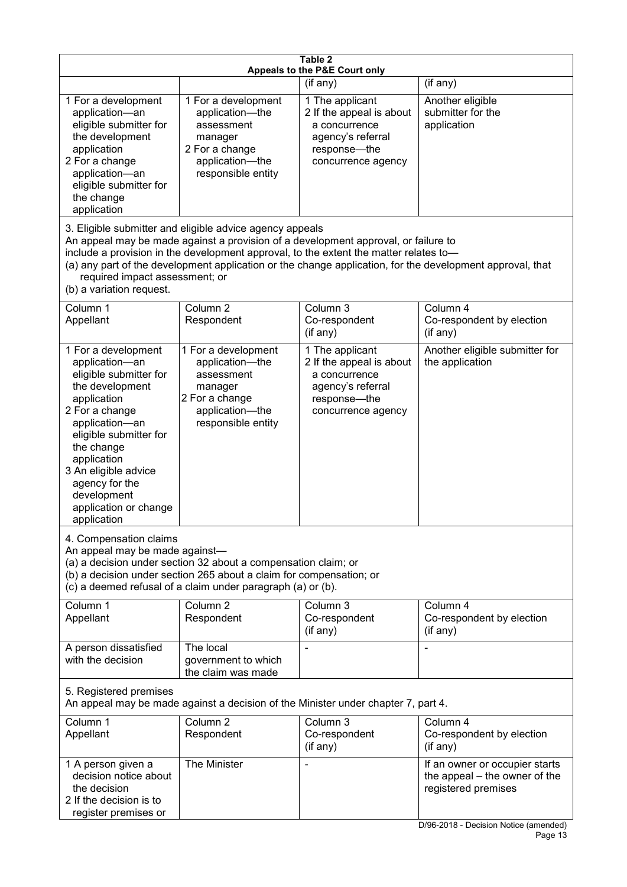**Table 2**
**Appeals to the P&E Court only**

| | | (if any) | (if any) |
|---|---|---|---|
| 1 For a development application—an eligible submitter for the development application<br>2 For a change application—an eligible submitter for the change application | 1 For a development application—the assessment manager<br>2 For a change application—the responsible entity | 1 The applicant<br>2 If the appeal is about a concurrence agency's referral response—the concurrence agency | Another eligible submitter for the application |

3. Eligible submitter and eligible advice agency appeals
An appeal may be made against a provision of a development approval, or failure to include a provision in the development approval, to the extent the matter relates to—
(a) any part of the development application or the change application, for the development approval, that required impact assessment; or
(b) a variation request.

| Column 1<br>Appellant | Column 2<br>Respondent | Column 3<br>Co-respondent<br>(if any) | Column 4<br>Co-respondent by election<br>(if any) |
|---|---|---|---|
| 1 For a development application—an eligible submitter for the development application<br>2 For a change application—an eligible submitter for the change application<br>3 An eligible advice agency for the development application or change application | 1 For a development application—the assessment manager<br>2 For a change application—the responsible entity | 1 The applicant<br>2 If the appeal is about a concurrence agency's referral response—the concurrence agency | Another eligible submitter for the application |

4. Compensation claims
An appeal may be made against—
(a) a decision under section 32 about a compensation claim; or
(b) a decision under section 265 about a claim for compensation; or
(c) a deemed refusal of a claim under paragraph (a) or (b).

| Column 1<br>Appellant | Column 2<br>Respondent | Column 3<br>Co-respondent<br>(if any) | Column 4<br>Co-respondent by election<br>(if any) |
|---|---|---|---|
| A person dissatisfied with the decision | The local government to which the claim was made | - | - |

5. Registered premises
An appeal may be made against a decision of the Minister under chapter 7, part 4.

| Column 1<br>Appellant | Column 2<br>Respondent | Column 3<br>Co-respondent<br>(if any) | Column 4<br>Co-respondent by election<br>(if any) |
|---|---|---|---|
| 1 A person given a decision notice about the decision<br>2 If the decision is to register premises or | The Minister | - | If an owner or occupier starts the appeal – the owner of the registered premises |

D/96-2018 - Decision Notice (amended)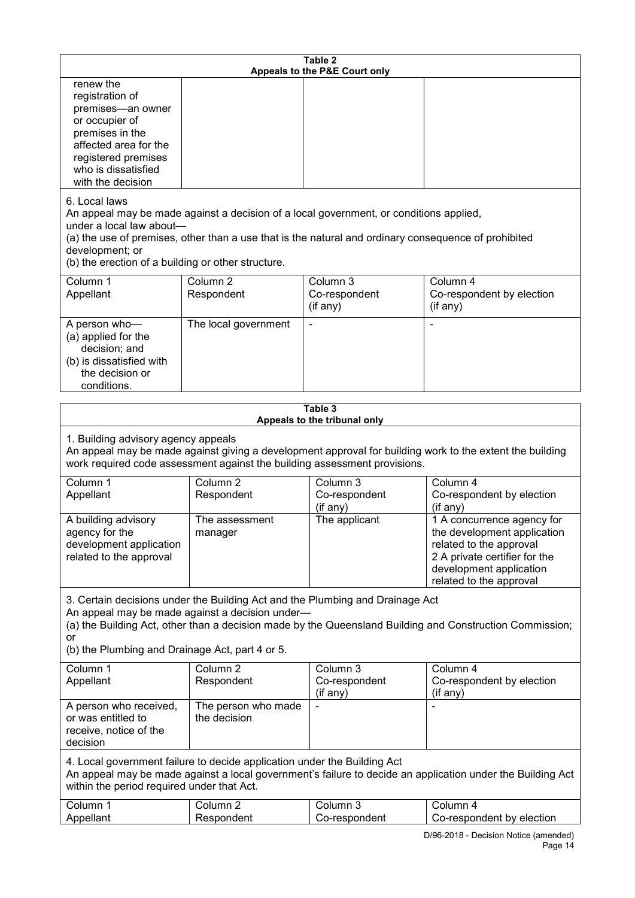| Table 2 | | | |
|---|---|---|---|
| **Appeals to the P&E Court only** | | | |
| renew the registration of premises—an owner or occupier of premises in the affected area for the registered premises who is dissatisfied with the decision | | | |
| 6. Local laws<br>An appeal may be made against a decision of a local government, or conditions applied, under a local law about—<br>(a) the use of premises, other than a use that is the natural and ordinary consequence of prohibited development; or<br>(b) the erection of a building or other structure. | | | |
| Column 1<br>Appellant | Column 2<br>Respondent | Column 3<br>Co-respondent<br>(if any) | Column 4<br>Co-respondent by election<br>(if any) |
| A person who—<br>(a) applied for the decision; and<br>(b) is dissatisfied with the decision or conditions. | The local government | - | - |

| Table 3 | | | |
|---|---|---|---|
| **Appeals to the tribunal only** | | | |
| 1. Building advisory agency appeals<br>An appeal may be made against giving a development approval for building work to the extent the building work required code assessment against the building assessment provisions. | | | |
| Column 1<br>Appellant | Column 2<br>Respondent | Column 3<br>Co-respondent<br>(if any) | Column 4<br>Co-respondent by election<br>(if any) |
| A building advisory agency for the development application related to the approval | The assessment manager | The applicant | 1 A concurrence agency for the development application related to the approval<br>2 A private certifier for the development application related to the approval |
| 3. Certain decisions under the Building Act and the Plumbing and Drainage Act<br>An appeal may be made against a decision under—<br>(a) the Building Act, other than a decision made by the Queensland Building and Construction Commission; or<br>(b) the Plumbing and Drainage Act, part 4 or 5. | | | |
| Column 1<br>Appellant | Column 2<br>Respondent | Column 3<br>Co-respondent<br>(if any) | Column 4<br>Co-respondent by election<br>(if any) |
| A person who received, or was entitled to receive, notice of the decision | The person who made the decision | - | - |
| 4. Local government failure to decide application under the Building Act<br>An appeal may be made against a local government's failure to decide an application under the Building Act within the period required under that Act. | | | |
| Column 1<br>Appellant | Column 2<br>Respondent | Column 3<br>Co-respondent | Column 4<br>Co-respondent by election |

D/96-2018 - Decision Notice (amended)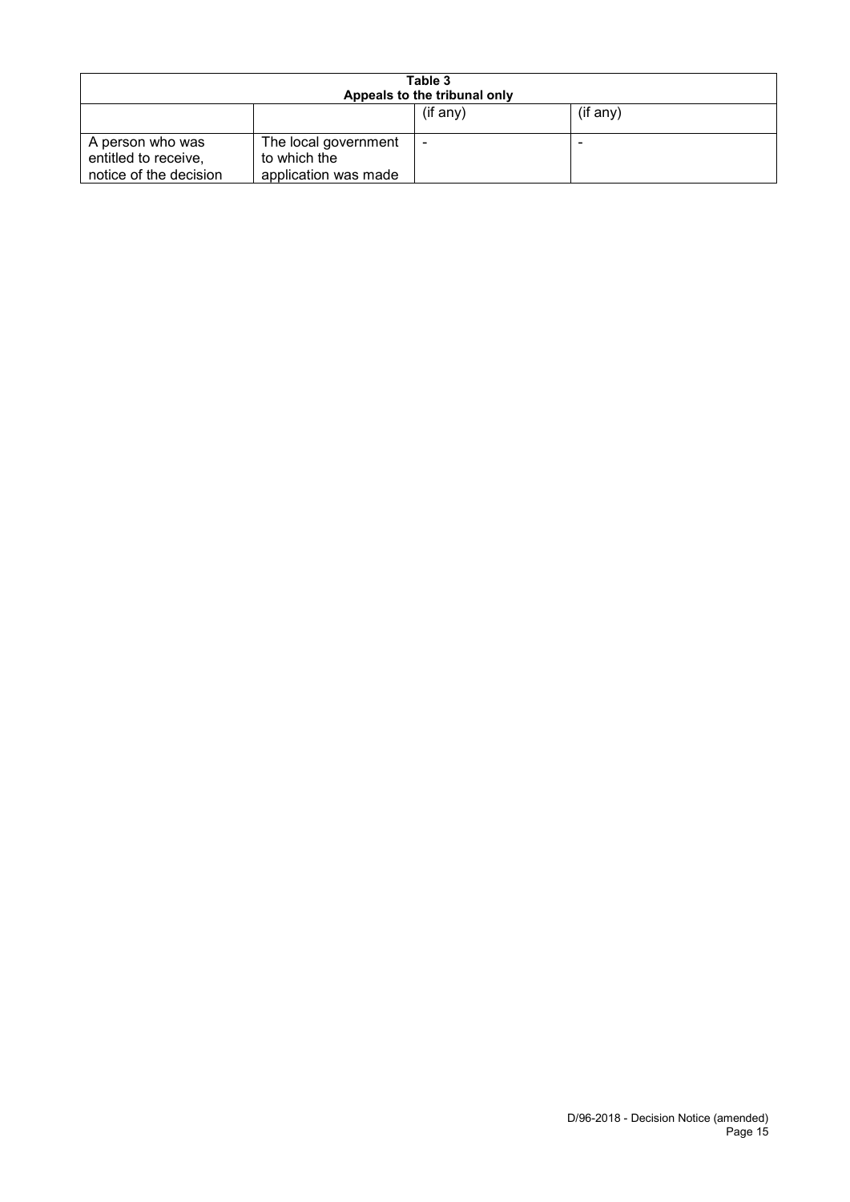| Table 3<br>Appeals to the tribunal only | | | |
|---|---|---|---|
| | | (if any) | (if any) |
| A person who was entitled to receive, notice of the decision | The local government to which the application was made | - | - |